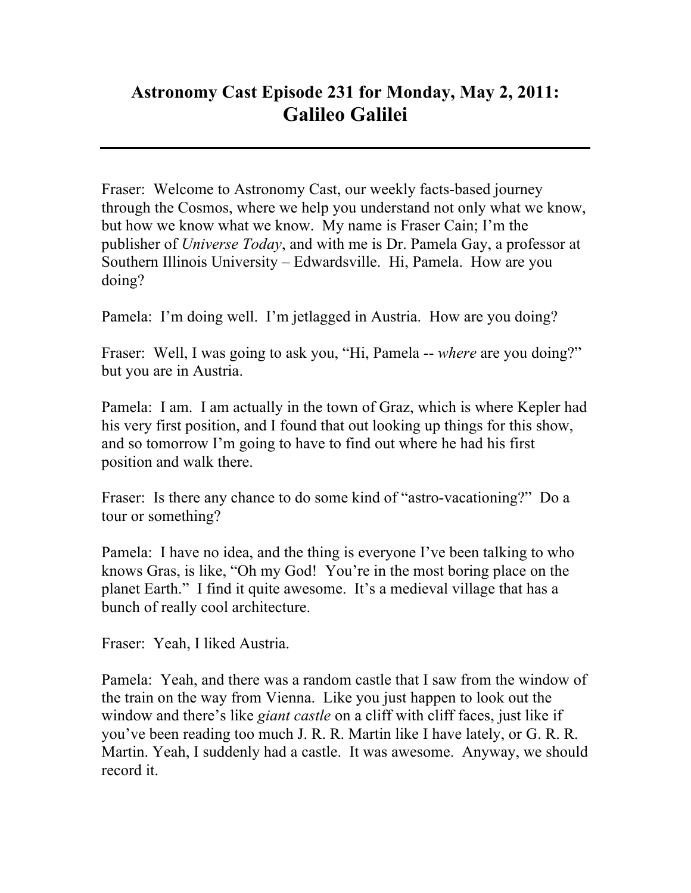## Astronomy Cast Episode 231 for Monday, May 2, 2011:
# Galileo Galilei

---

Fraser: Welcome to Astronomy Cast, our weekly facts-based journey through the Cosmos, where we help you understand not only what we know, but how we know what we know. My name is Fraser Cain; I'm the publisher of *Universe Today*, and with me is Dr. Pamela Gay, a professor at Southern Illinois University – Edwardsville. Hi, Pamela. How are you doing?

Pamela: I'm doing well. I'm jetlagged in Austria. How are you doing?

Fraser: Well, I was going to ask you, "Hi, Pamela -- *where* are you doing?" but you are in Austria.

Pamela: I am. I am actually in the town of Graz, which is where Kepler had his very first position, and I found that out looking up things for this show, and so tomorrow I'm going to have to find out where he had his first position and walk there.

Fraser: Is there any chance to do some kind of "astro-vacationing?" Do a tour or something?

Pamela: I have no idea, and the thing is everyone I've been talking to who knows Gras, is like, "Oh my God! You're in the most boring place on the planet Earth." I find it quite awesome. It's a medieval village that has a bunch of really cool architecture.

Fraser: Yeah, I liked Austria.

Pamela: Yeah, and there was a random castle that I saw from the window of the train on the way from Vienna. Like you just happen to look out the window and there's like *giant castle* on a cliff with cliff faces, just like if you've been reading too much J. R. R. Martin like I have lately, or G. R. R. Martin. Yeah, I suddenly had a castle. It was awesome. Anyway, we should record it.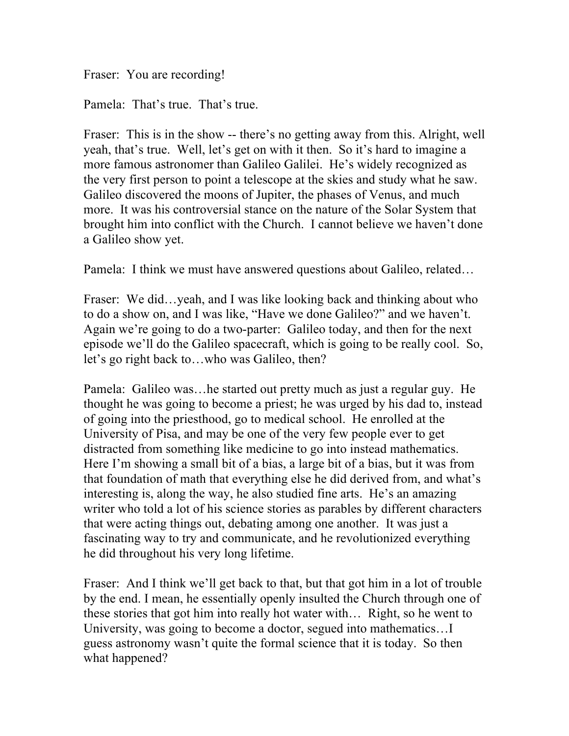Fraser: You are recording!

Pamela: That's true. That's true.

Fraser: This is in the show -- there's no getting away from this. Alright, well yeah, that's true. Well, let's get on with it then. So it's hard to imagine a more famous astronomer than Galileo Galilei. He's widely recognized as the very first person to point a telescope at the skies and study what he saw. Galileo discovered the moons of Jupiter, the phases of Venus, and much more. It was his controversial stance on the nature of the Solar System that brought him into conflict with the Church. I cannot believe we haven't done a Galileo show yet.

Pamela: I think we must have answered questions about Galileo, related…

Fraser: We did…yeah, and I was like looking back and thinking about who to do a show on, and I was like, "Have we done Galileo?" and we haven't. Again we're going to do a two-parter: Galileo today, and then for the next episode we'll do the Galileo spacecraft, which is going to be really cool. So, let's go right back to…who was Galileo, then?

Pamela: Galileo was…he started out pretty much as just a regular guy. He thought he was going to become a priest; he was urged by his dad to, instead of going into the priesthood, go to medical school. He enrolled at the University of Pisa, and may be one of the very few people ever to get distracted from something like medicine to go into instead mathematics. Here I'm showing a small bit of a bias, a large bit of a bias, but it was from that foundation of math that everything else he did derived from, and what's interesting is, along the way, he also studied fine arts. He's an amazing writer who told a lot of his science stories as parables by different characters that were acting things out, debating among one another. It was just a fascinating way to try and communicate, and he revolutionized everything he did throughout his very long lifetime.

Fraser: And I think we'll get back to that, but that got him in a lot of trouble by the end. I mean, he essentially openly insulted the Church through one of these stories that got him into really hot water with… Right, so he went to University, was going to become a doctor, segued into mathematics…I guess astronomy wasn't quite the formal science that it is today. So then what happened?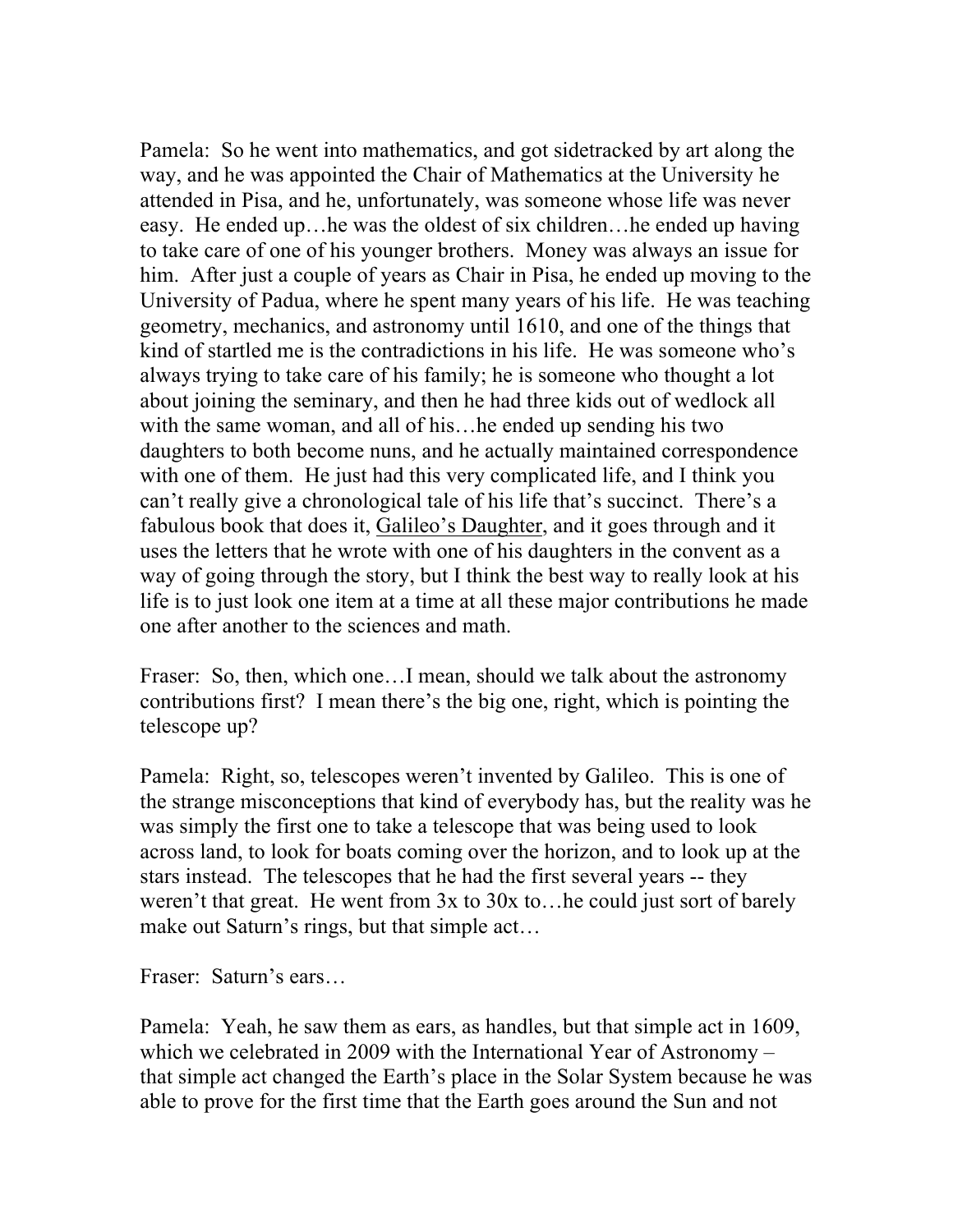Pamela: So he went into mathematics, and got sidetracked by art along the way, and he was appointed the Chair of Mathematics at the University he attended in Pisa, and he, unfortunately, was someone whose life was never easy. He ended up…he was the oldest of six children…he ended up having to take care of one of his younger brothers. Money was always an issue for him. After just a couple of years as Chair in Pisa, he ended up moving to the University of Padua, where he spent many years of his life. He was teaching geometry, mechanics, and astronomy until 1610, and one of the things that kind of startled me is the contradictions in his life. He was someone who's always trying to take care of his family; he is someone who thought a lot about joining the seminary, and then he had three kids out of wedlock all with the same woman, and all of his…he ended up sending his two daughters to both become nuns, and he actually maintained correspondence with one of them. He just had this very complicated life, and I think you can't really give a chronological tale of his life that's succinct. There's a fabulous book that does it, <u>Galileo's Daughter</u>, and it goes through and it uses the letters that he wrote with one of his daughters in the convent as a way of going through the story, but I think the best way to really look at his life is to just look one item at a time at all these major contributions he made one after another to the sciences and math.

Fraser: So, then, which one…I mean, should we talk about the astronomy contributions first? I mean there's the big one, right, which is pointing the telescope up?

Pamela: Right, so, telescopes weren't invented by Galileo. This is one of the strange misconceptions that kind of everybody has, but the reality was he was simply the first one to take a telescope that was being used to look across land, to look for boats coming over the horizon, and to look up at the stars instead. The telescopes that he had the first several years -- they weren't that great. He went from 3x to 30x to…he could just sort of barely make out Saturn's rings, but that simple act…

Fraser: Saturn's ears…

Pamela: Yeah, he saw them as ears, as handles, but that simple act in 1609, which we celebrated in 2009 with the International Year of Astronomy – that simple act changed the Earth's place in the Solar System because he was able to prove for the first time that the Earth goes around the Sun and not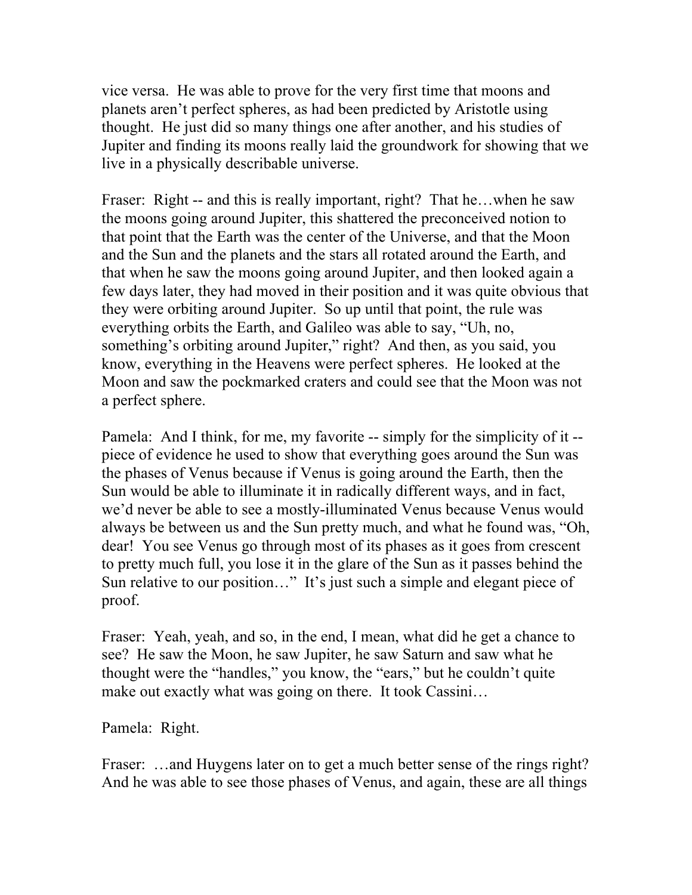vice versa. He was able to prove for the very first time that moons and planets aren't perfect spheres, as had been predicted by Aristotle using thought. He just did so many things one after another, and his studies of Jupiter and finding its moons really laid the groundwork for showing that we live in a physically describable universe.

Fraser: Right -- and this is really important, right? That he…when he saw the moons going around Jupiter, this shattered the preconceived notion to that point that the Earth was the center of the Universe, and that the Moon and the Sun and the planets and the stars all rotated around the Earth, and that when he saw the moons going around Jupiter, and then looked again a few days later, they had moved in their position and it was quite obvious that they were orbiting around Jupiter. So up until that point, the rule was everything orbits the Earth, and Galileo was able to say, "Uh, no, something's orbiting around Jupiter," right? And then, as you said, you know, everything in the Heavens were perfect spheres. He looked at the Moon and saw the pockmarked craters and could see that the Moon was not a perfect sphere.

Pamela: And I think, for me, my favorite -- simply for the simplicity of it -- piece of evidence he used to show that everything goes around the Sun was the phases of Venus because if Venus is going around the Earth, then the Sun would be able to illuminate it in radically different ways, and in fact, we'd never be able to see a mostly-illuminated Venus because Venus would always be between us and the Sun pretty much, and what he found was, "Oh, dear! You see Venus go through most of its phases as it goes from crescent to pretty much full, you lose it in the glare of the Sun as it passes behind the Sun relative to our position…" It's just such a simple and elegant piece of proof.

Fraser: Yeah, yeah, and so, in the end, I mean, what did he get a chance to see? He saw the Moon, he saw Jupiter, he saw Saturn and saw what he thought were the "handles," you know, the "ears," but he couldn't quite make out exactly what was going on there. It took Cassini…

Pamela: Right.

Fraser: …and Huygens later on to get a much better sense of the rings right? And he was able to see those phases of Venus, and again, these are all things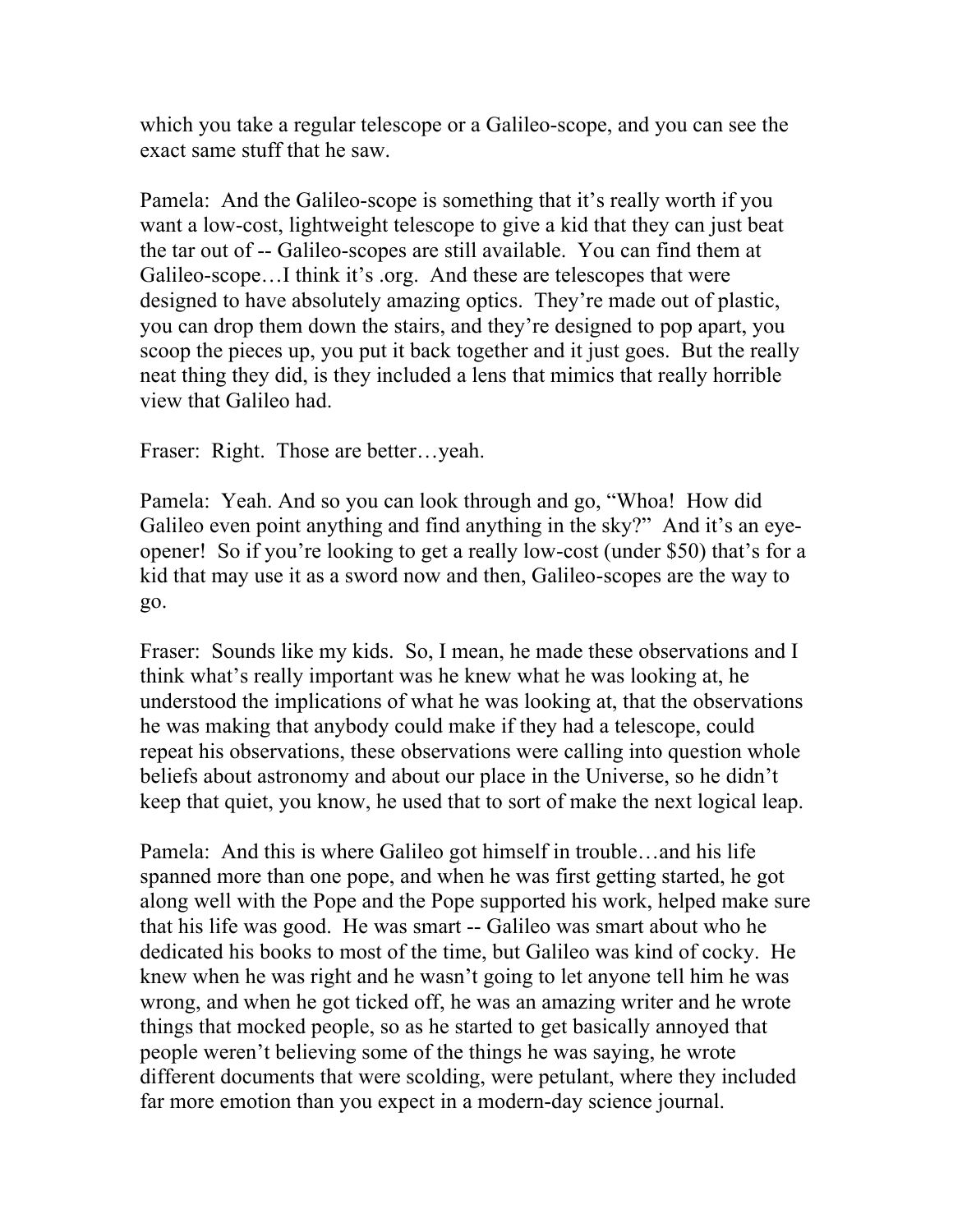which you take a regular telescope or a Galileo-scope, and you can see the exact same stuff that he saw.

Pamela: And the Galileo-scope is something that it's really worth if you want a low-cost, lightweight telescope to give a kid that they can just beat the tar out of -- Galileo-scopes are still available. You can find them at Galileo-scope…I think it's .org. And these are telescopes that were designed to have absolutely amazing optics. They're made out of plastic, you can drop them down the stairs, and they're designed to pop apart, you scoop the pieces up, you put it back together and it just goes. But the really neat thing they did, is they included a lens that mimics that really horrible view that Galileo had.

Fraser: Right. Those are better…yeah.

Pamela: Yeah. And so you can look through and go, "Whoa! How did Galileo even point anything and find anything in the sky?" And it's an eye-opener! So if you're looking to get a really low-cost (under $50) that's for a kid that may use it as a sword now and then, Galileo-scopes are the way to go.

Fraser: Sounds like my kids. So, I mean, he made these observations and I think what's really important was he knew what he was looking at, he understood the implications of what he was looking at, that the observations he was making that anybody could make if they had a telescope, could repeat his observations, these observations were calling into question whole beliefs about astronomy and about our place in the Universe, so he didn't keep that quiet, you know, he used that to sort of make the next logical leap.

Pamela: And this is where Galileo got himself in trouble…and his life spanned more than one pope, and when he was first getting started, he got along well with the Pope and the Pope supported his work, helped make sure that his life was good. He was smart -- Galileo was smart about who he dedicated his books to most of the time, but Galileo was kind of cocky. He knew when he was right and he wasn't going to let anyone tell him he was wrong, and when he got ticked off, he was an amazing writer and he wrote things that mocked people, so as he started to get basically annoyed that people weren't believing some of the things he was saying, he wrote different documents that were scolding, were petulant, where they included far more emotion than you expect in a modern-day science journal.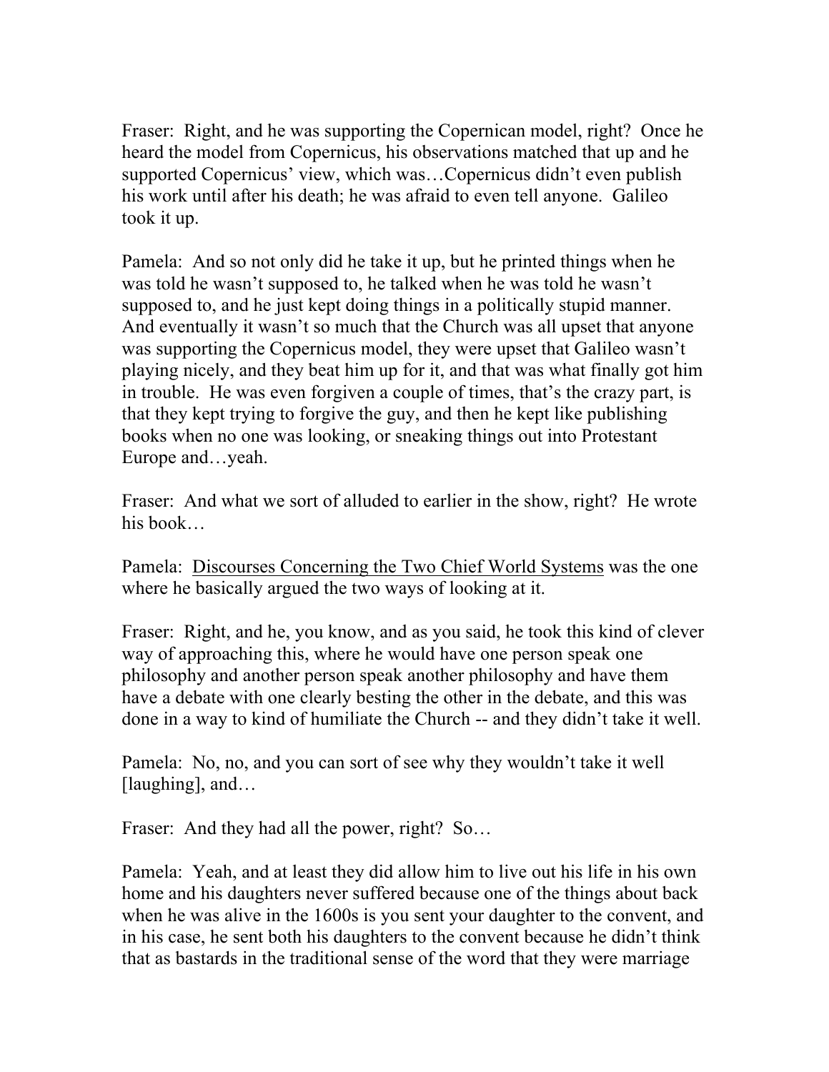Fraser: Right, and he was supporting the Copernican model, right? Once he heard the model from Copernicus, his observations matched that up and he supported Copernicus' view, which was…Copernicus didn't even publish his work until after his death; he was afraid to even tell anyone. Galileo took it up.

Pamela: And so not only did he take it up, but he printed things when he was told he wasn't supposed to, he talked when he was told he wasn't supposed to, and he just kept doing things in a politically stupid manner. And eventually it wasn't so much that the Church was all upset that anyone was supporting the Copernicus model, they were upset that Galileo wasn't playing nicely, and they beat him up for it, and that was what finally got him in trouble. He was even forgiven a couple of times, that's the crazy part, is that they kept trying to forgive the guy, and then he kept like publishing books when no one was looking, or sneaking things out into Protestant Europe and…yeah.

Fraser: And what we sort of alluded to earlier in the show, right? He wrote his book…

Pamela: <u>Discourses Concerning the Two Chief World Systems</u> was the one where he basically argued the two ways of looking at it.

Fraser: Right, and he, you know, and as you said, he took this kind of clever way of approaching this, where he would have one person speak one philosophy and another person speak another philosophy and have them have a debate with one clearly besting the other in the debate, and this was done in a way to kind of humiliate the Church -- and they didn't take it well.

Pamela: No, no, and you can sort of see why they wouldn't take it well [laughing], and…

Fraser: And they had all the power, right? So…

Pamela: Yeah, and at least they did allow him to live out his life in his own home and his daughters never suffered because one of the things about back when he was alive in the 1600s is you sent your daughter to the convent, and in his case, he sent both his daughters to the convent because he didn't think that as bastards in the traditional sense of the word that they were marriage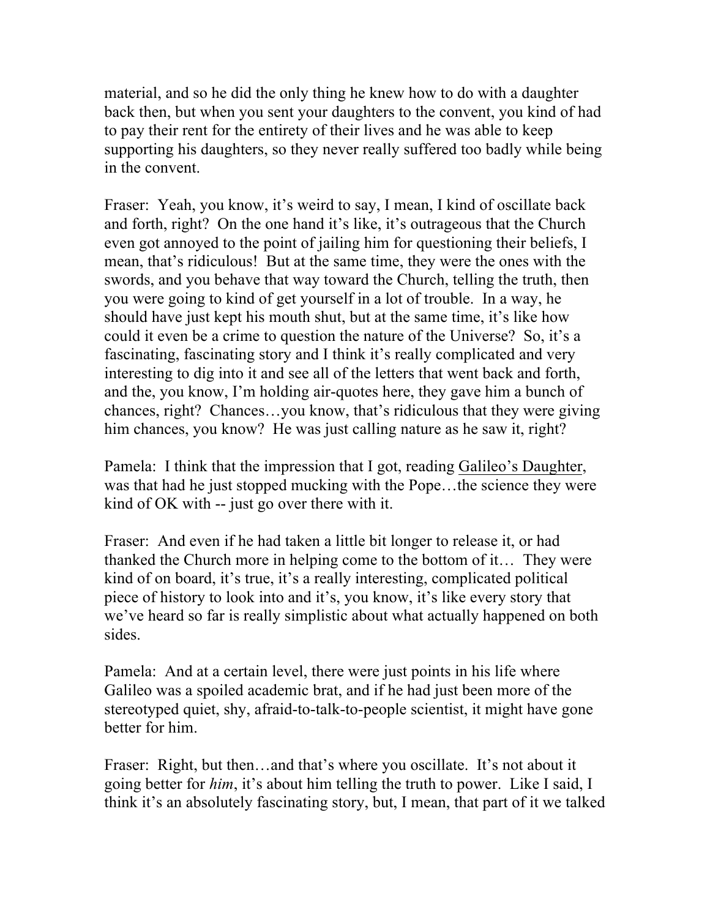material, and so he did the only thing he knew how to do with a daughter back then, but when you sent your daughters to the convent, you kind of had to pay their rent for the entirety of their lives and he was able to keep supporting his daughters, so they never really suffered too badly while being in the convent.

Fraser: Yeah, you know, it's weird to say, I mean, I kind of oscillate back and forth, right? On the one hand it's like, it's outrageous that the Church even got annoyed to the point of jailing him for questioning their beliefs, I mean, that's ridiculous! But at the same time, they were the ones with the swords, and you behave that way toward the Church, telling the truth, then you were going to kind of get yourself in a lot of trouble. In a way, he should have just kept his mouth shut, but at the same time, it's like how could it even be a crime to question the nature of the Universe? So, it's a fascinating, fascinating story and I think it's really complicated and very interesting to dig into it and see all of the letters that went back and forth, and the, you know, I'm holding air-quotes here, they gave him a bunch of chances, right? Chances…you know, that's ridiculous that they were giving him chances, you know? He was just calling nature as he saw it, right?

Pamela: I think that the impression that I got, reading <u>Galileo's Daughter</u>, was that had he just stopped mucking with the Pope…the science they were kind of OK with -- just go over there with it.

Fraser: And even if he had taken a little bit longer to release it, or had thanked the Church more in helping come to the bottom of it… They were kind of on board, it's true, it's a really interesting, complicated political piece of history to look into and it's, you know, it's like every story that we've heard so far is really simplistic about what actually happened on both sides.

Pamela: And at a certain level, there were just points in his life where Galileo was a spoiled academic brat, and if he had just been more of the stereotyped quiet, shy, afraid-to-talk-to-people scientist, it might have gone better for him.

Fraser: Right, but then…and that's where you oscillate. It's not about it going better for *him*, it's about him telling the truth to power. Like I said, I think it's an absolutely fascinating story, but, I mean, that part of it we talked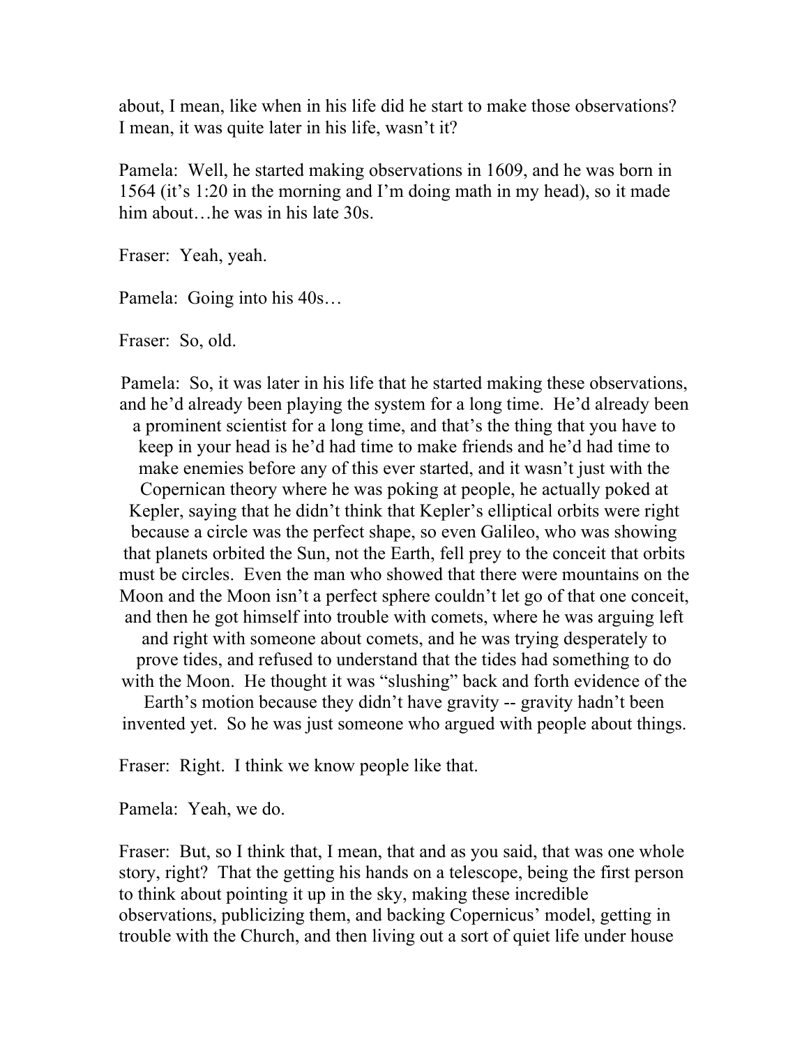about, I mean, like when in his life did he start to make those observations? I mean, it was quite later in his life, wasn't it?

Pamela: Well, he started making observations in 1609, and he was born in 1564 (it's 1:20 in the morning and I'm doing math in my head), so it made him about…he was in his late 30s.

Fraser: Yeah, yeah.

Pamela: Going into his 40s…

Fraser: So, old.

Pamela: So, it was later in his life that he started making these observations, and he'd already been playing the system for a long time. He'd already been a prominent scientist for a long time, and that's the thing that you have to keep in your head is he'd had time to make friends and he'd had time to make enemies before any of this ever started, and it wasn't just with the Copernican theory where he was poking at people, he actually poked at Kepler, saying that he didn't think that Kepler's elliptical orbits were right because a circle was the perfect shape, so even Galileo, who was showing that planets orbited the Sun, not the Earth, fell prey to the conceit that orbits must be circles. Even the man who showed that there were mountains on the Moon and the Moon isn't a perfect sphere couldn't let go of that one conceit, and then he got himself into trouble with comets, where he was arguing left and right with someone about comets, and he was trying desperately to prove tides, and refused to understand that the tides had something to do with the Moon. He thought it was "slushing" back and forth evidence of the Earth's motion because they didn't have gravity -- gravity hadn't been invented yet. So he was just someone who argued with people about things.

Fraser: Right. I think we know people like that.

Pamela: Yeah, we do.

Fraser: But, so I think that, I mean, that and as you said, that was one whole story, right? That the getting his hands on a telescope, being the first person to think about pointing it up in the sky, making these incredible observations, publicizing them, and backing Copernicus' model, getting in trouble with the Church, and then living out a sort of quiet life under house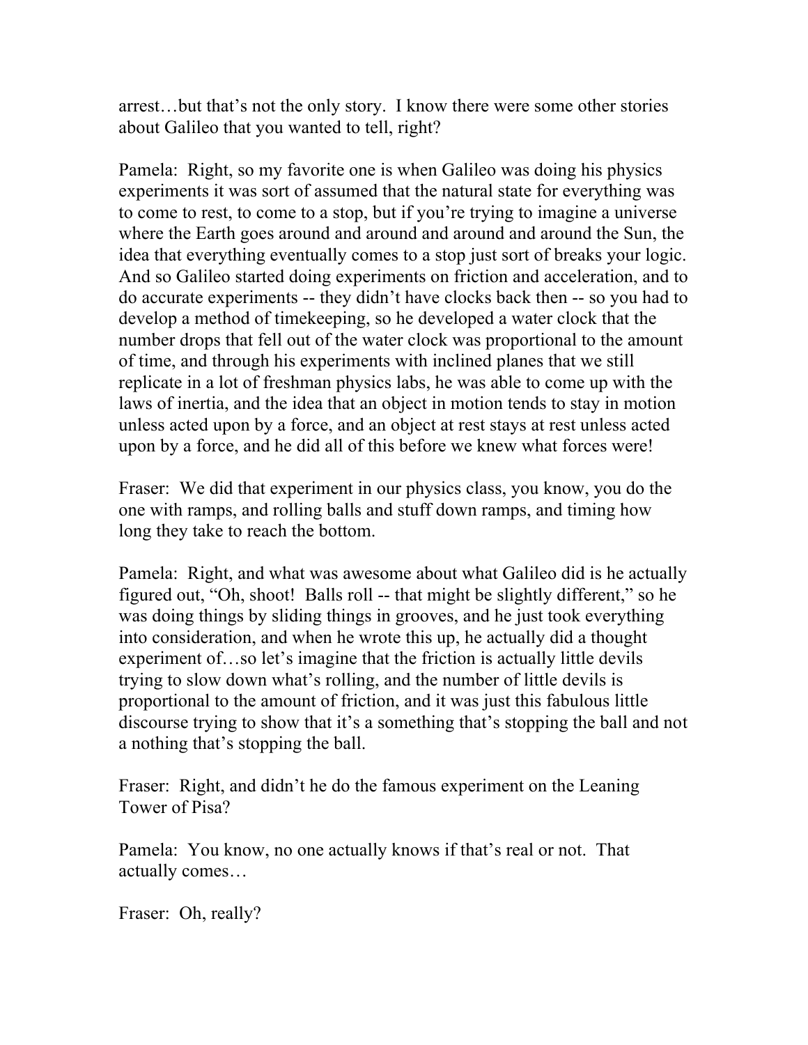arrest…but that's not the only story. I know there were some other stories about Galileo that you wanted to tell, right?

Pamela: Right, so my favorite one is when Galileo was doing his physics experiments it was sort of assumed that the natural state for everything was to come to rest, to come to a stop, but if you're trying to imagine a universe where the Earth goes around and around and around and around the Sun, the idea that everything eventually comes to a stop just sort of breaks your logic. And so Galileo started doing experiments on friction and acceleration, and to do accurate experiments -- they didn't have clocks back then -- so you had to develop a method of timekeeping, so he developed a water clock that the number drops that fell out of the water clock was proportional to the amount of time, and through his experiments with inclined planes that we still replicate in a lot of freshman physics labs, he was able to come up with the laws of inertia, and the idea that an object in motion tends to stay in motion unless acted upon by a force, and an object at rest stays at rest unless acted upon by a force, and he did all of this before we knew what forces were!

Fraser: We did that experiment in our physics class, you know, you do the one with ramps, and rolling balls and stuff down ramps, and timing how long they take to reach the bottom.

Pamela: Right, and what was awesome about what Galileo did is he actually figured out, "Oh, shoot! Balls roll -- that might be slightly different," so he was doing things by sliding things in grooves, and he just took everything into consideration, and when he wrote this up, he actually did a thought experiment of…so let's imagine that the friction is actually little devils trying to slow down what's rolling, and the number of little devils is proportional to the amount of friction, and it was just this fabulous little discourse trying to show that it's a something that's stopping the ball and not a nothing that's stopping the ball.

Fraser: Right, and didn't he do the famous experiment on the Leaning Tower of Pisa?

Pamela: You know, no one actually knows if that's real or not. That actually comes…

Fraser: Oh, really?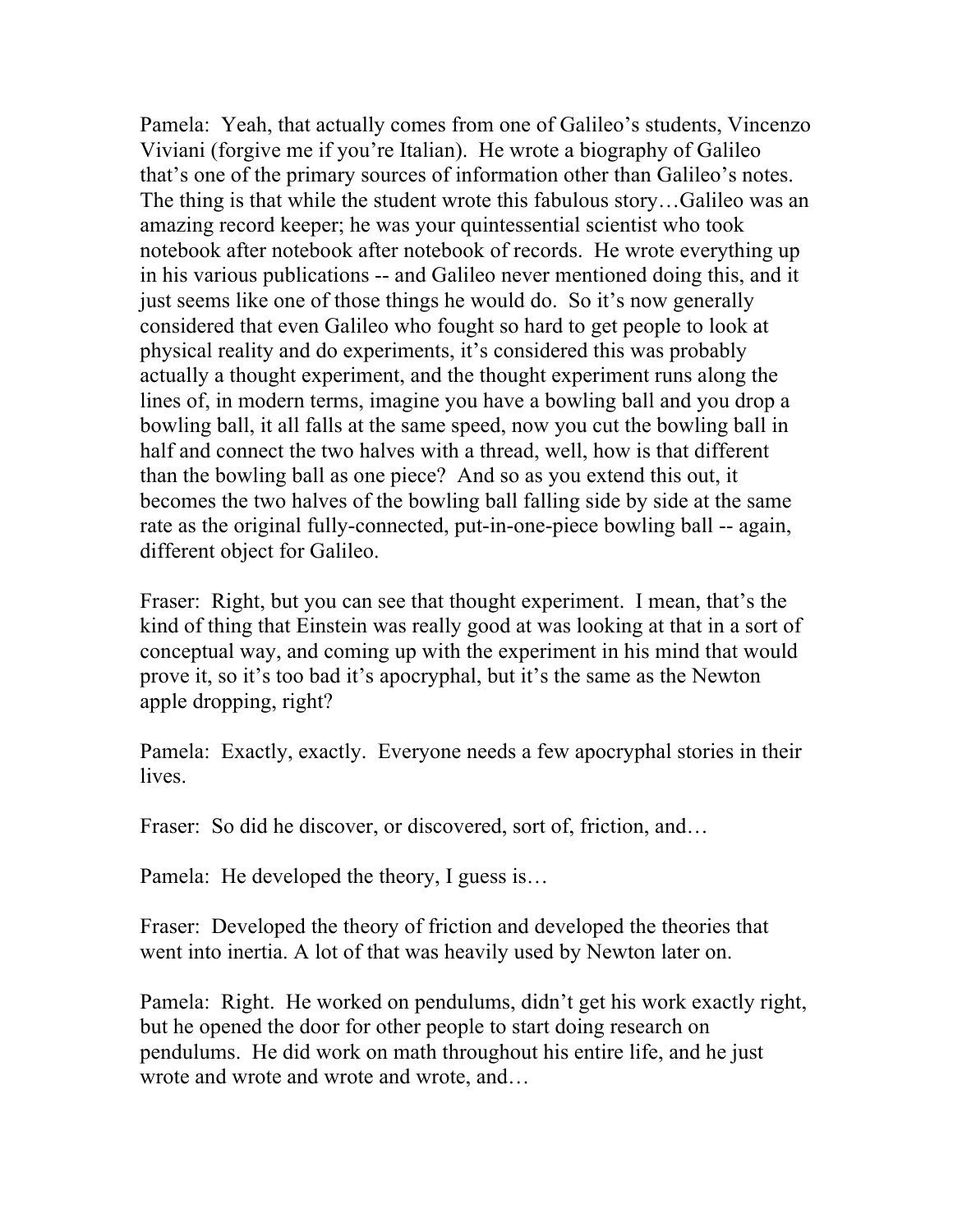Pamela: Yeah, that actually comes from one of Galileo's students, Vincenzo Viviani (forgive me if you're Italian). He wrote a biography of Galileo that's one of the primary sources of information other than Galileo's notes. The thing is that while the student wrote this fabulous story…Galileo was an amazing record keeper; he was your quintessential scientist who took notebook after notebook after notebook of records. He wrote everything up in his various publications -- and Galileo never mentioned doing this, and it just seems like one of those things he would do. So it's now generally considered that even Galileo who fought so hard to get people to look at physical reality and do experiments, it's considered this was probably actually a thought experiment, and the thought experiment runs along the lines of, in modern terms, imagine you have a bowling ball and you drop a bowling ball, it all falls at the same speed, now you cut the bowling ball in half and connect the two halves with a thread, well, how is that different than the bowling ball as one piece? And so as you extend this out, it becomes the two halves of the bowling ball falling side by side at the same rate as the original fully-connected, put-in-one-piece bowling ball -- again, different object for Galileo.

Fraser: Right, but you can see that thought experiment. I mean, that's the kind of thing that Einstein was really good at was looking at that in a sort of conceptual way, and coming up with the experiment in his mind that would prove it, so it's too bad it's apocryphal, but it's the same as the Newton apple dropping, right?

Pamela: Exactly, exactly. Everyone needs a few apocryphal stories in their lives.

Fraser: So did he discover, or discovered, sort of, friction, and…

Pamela: He developed the theory, I guess is…

Fraser: Developed the theory of friction and developed the theories that went into inertia. A lot of that was heavily used by Newton later on.

Pamela: Right. He worked on pendulums, didn't get his work exactly right, but he opened the door for other people to start doing research on pendulums. He did work on math throughout his entire life, and he just wrote and wrote and wrote and wrote, and…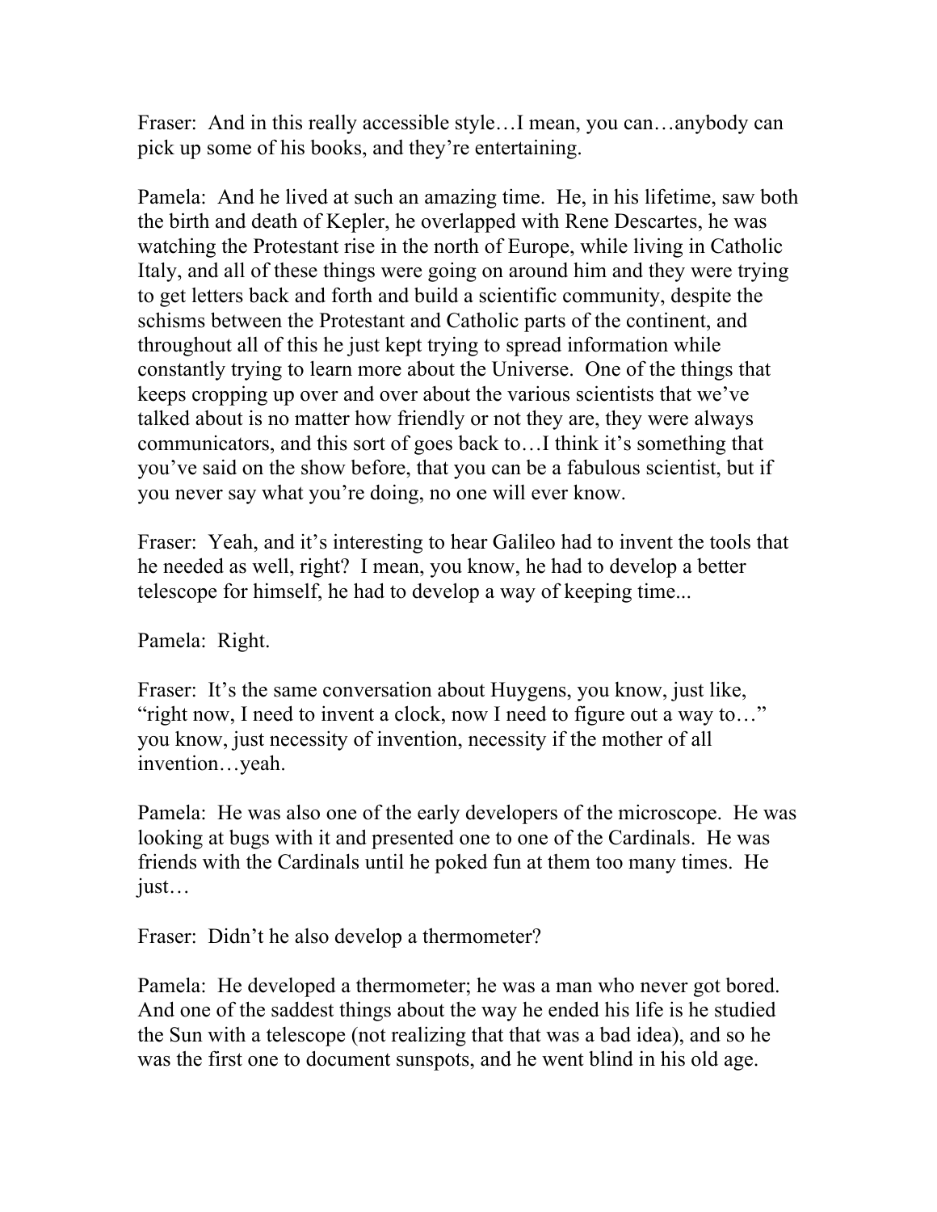Fraser: And in this really accessible style…I mean, you can…anybody can pick up some of his books, and they're entertaining.

Pamela: And he lived at such an amazing time. He, in his lifetime, saw both the birth and death of Kepler, he overlapped with Rene Descartes, he was watching the Protestant rise in the north of Europe, while living in Catholic Italy, and all of these things were going on around him and they were trying to get letters back and forth and build a scientific community, despite the schisms between the Protestant and Catholic parts of the continent, and throughout all of this he just kept trying to spread information while constantly trying to learn more about the Universe. One of the things that keeps cropping up over and over about the various scientists that we've talked about is no matter how friendly or not they are, they were always communicators, and this sort of goes back to…I think it's something that you've said on the show before, that you can be a fabulous scientist, but if you never say what you're doing, no one will ever know.

Fraser: Yeah, and it's interesting to hear Galileo had to invent the tools that he needed as well, right? I mean, you know, he had to develop a better telescope for himself, he had to develop a way of keeping time...

Pamela: Right.

Fraser: It's the same conversation about Huygens, you know, just like, "right now, I need to invent a clock, now I need to figure out a way to…" you know, just necessity of invention, necessity if the mother of all invention…yeah.

Pamela: He was also one of the early developers of the microscope. He was looking at bugs with it and presented one to one of the Cardinals. He was friends with the Cardinals until he poked fun at them too many times. He just…

Fraser: Didn't he also develop a thermometer?

Pamela: He developed a thermometer; he was a man who never got bored. And one of the saddest things about the way he ended his life is he studied the Sun with a telescope (not realizing that that was a bad idea), and so he was the first one to document sunspots, and he went blind in his old age.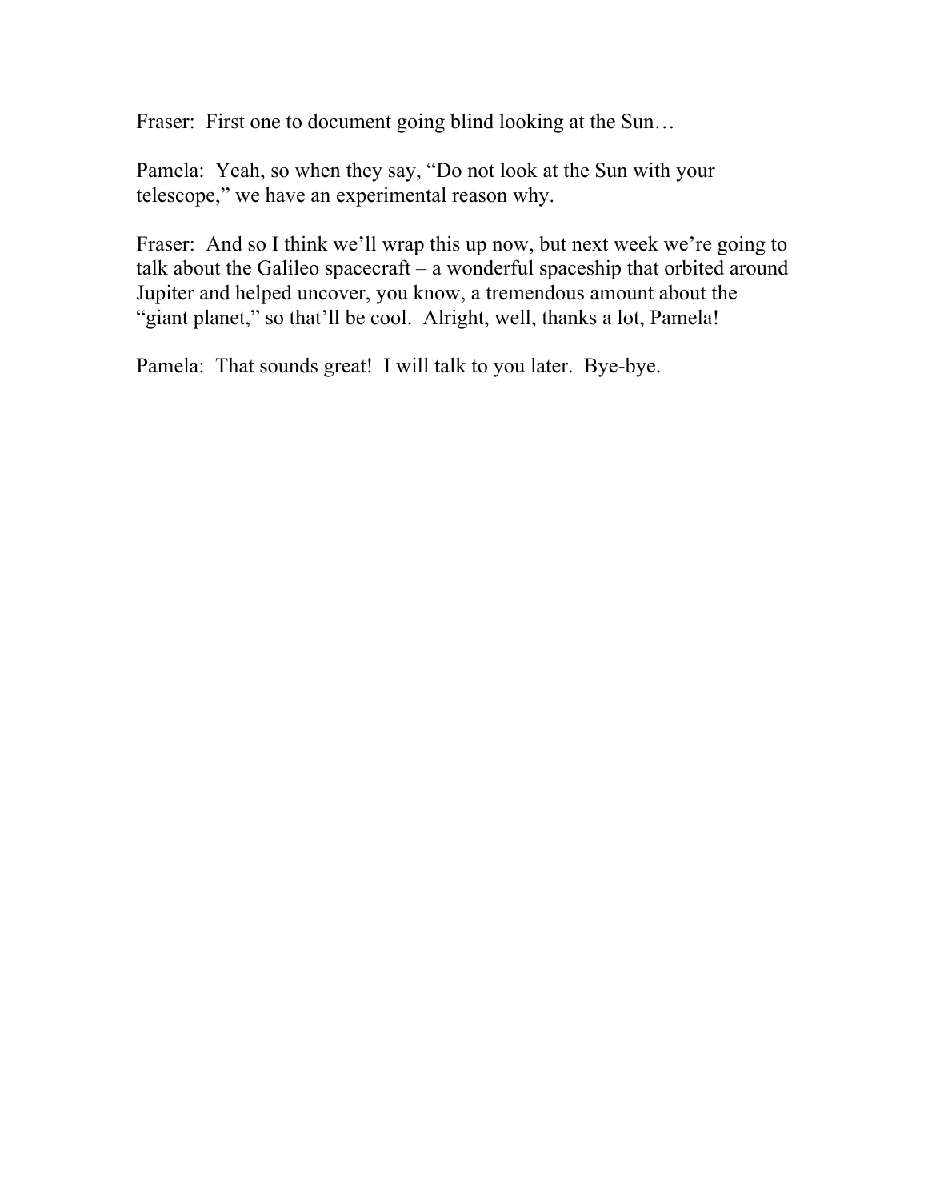Fraser: First one to document going blind looking at the Sun…

Pamela: Yeah, so when they say, "Do not look at the Sun with your telescope," we have an experimental reason why.

Fraser: And so I think we'll wrap this up now, but next week we're going to talk about the Galileo spacecraft – a wonderful spaceship that orbited around Jupiter and helped uncover, you know, a tremendous amount about the "giant planet," so that'll be cool. Alright, well, thanks a lot, Pamela!

Pamela: That sounds great! I will talk to you later. Bye-bye.